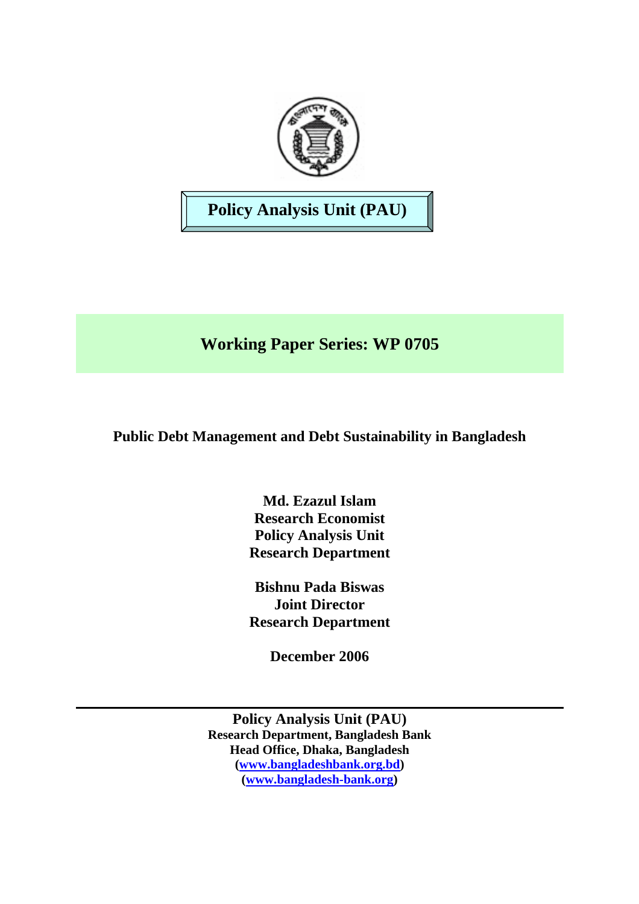**Policy Analysis Unit (PAU)**

# Working Paper Series: WP 0705

## Public Debt Management and Debt Sustainability in Bangladesh

**Md. Ezazul Islam**
**Research Economist**
**Policy Analysis Unit**
**Research Department**

**Bishnu Pada Biswas**
**Joint Director**
**Research Department**

**December 2006**

---

**Policy Analysis Unit (PAU)**
**Research Department, Bangladesh Bank**
**Head Office, Dhaka, Bangladesh**
**(www.bangladeshbank.org.bd)**
**(www.bangladesh-bank.org)**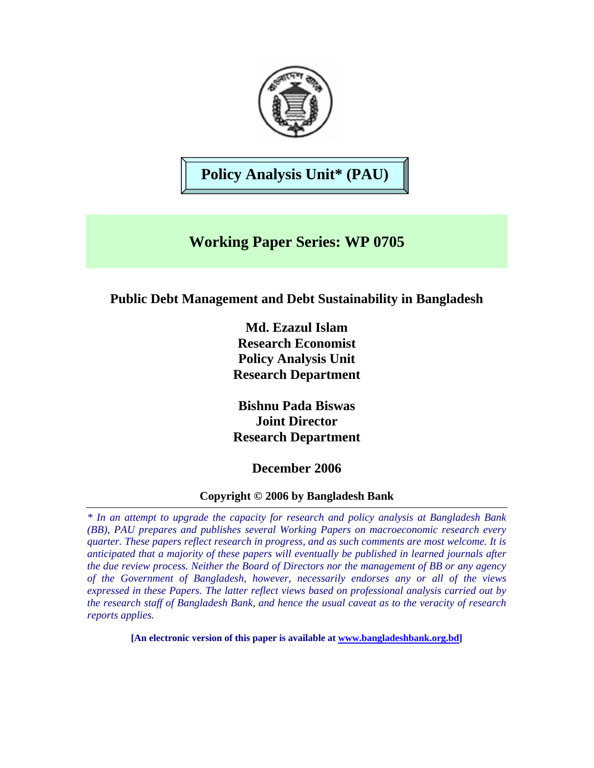**Policy Analysis Unit* (PAU)**

## Working Paper Series: WP 0705

# Public Debt Management and Debt Sustainability in Bangladesh

**Md. Ezazul Islam**
**Research Economist**
**Policy Analysis Unit**
**Research Department**

**Bishnu Pada Biswas**
**Joint Director**
**Research Department**

**December 2006**

**Copyright © 2006 by Bangladesh Bank**

*\* In an attempt to upgrade the capacity for research and policy analysis at Bangladesh Bank (BB), PAU prepares and publishes several Working Papers on macroeconomic research every quarter. These papers reflect research in progress, and as such comments are most welcome. It is anticipated that a majority of these papers will eventually be published in learned journals after the due review process. Neither the Board of Directors nor the management of BB or any agency of the Government of Bangladesh, however, necessarily endorses any or all of the views expressed in these Papers. The latter reflect views based on professional analysis carried out by the research staff of Bangladesh Bank, and hence the usual caveat as to the veracity of research reports applies.*

**[An electronic version of this paper is available at www.bangladeshbank.org.bd]**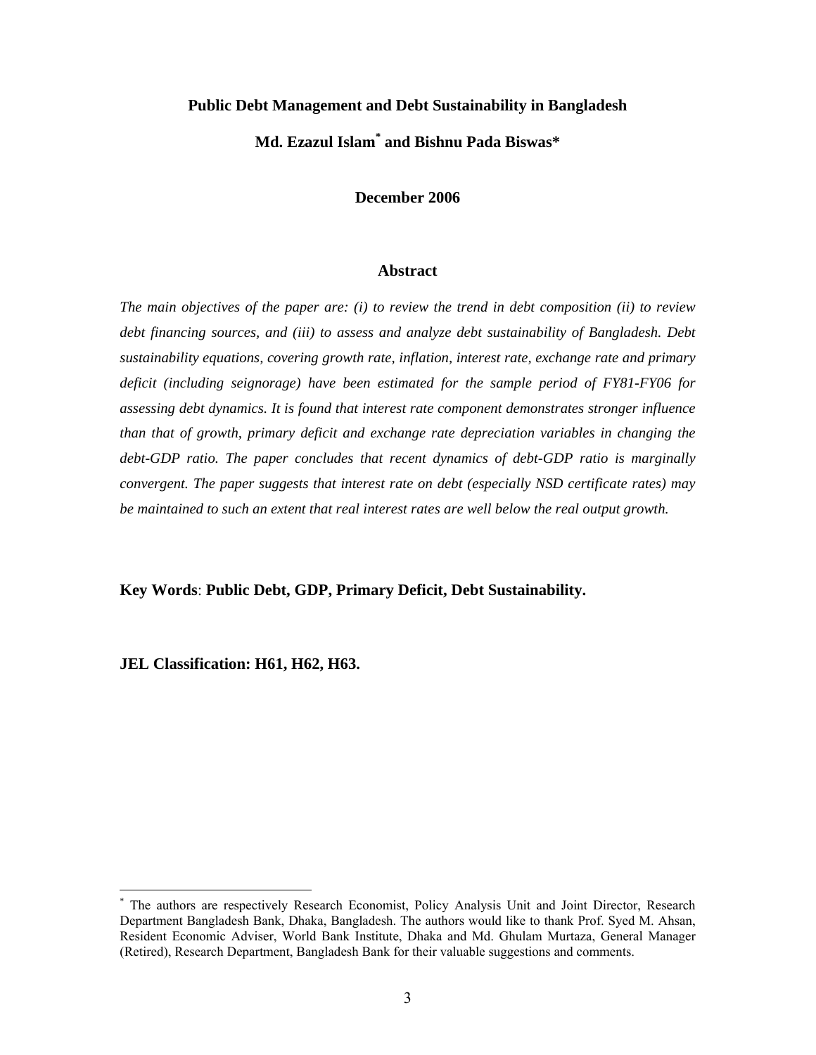# Public Debt Management and Debt Sustainability in Bangladesh

**Md. Ezazul Islam[*] and Bishnu Pada Biswas***

**December 2006**

## Abstract

*The main objectives of the paper are: (i) to review the trend in debt composition (ii) to review debt financing sources, and (iii) to assess and analyze debt sustainability of Bangladesh. Debt sustainability equations, covering growth rate, inflation, interest rate, exchange rate and primary deficit (including seignorage) have been estimated for the sample period of FY81-FY06 for assessing debt dynamics. It is found that interest rate component demonstrates stronger influence than that of growth, primary deficit and exchange rate depreciation variables in changing the debt-GDP ratio. The paper concludes that recent dynamics of debt-GDP ratio is marginally convergent. The paper suggests that interest rate on debt (especially NSD certificate rates) may be maintained to such an extent that real interest rates are well below the real output growth.*

**Key Words**: **Public Debt, GDP, Primary Deficit, Debt Sustainability.**

**JEL Classification: H61, H62, H63.**

---

[*] The authors are respectively Research Economist, Policy Analysis Unit and Joint Director, Research Department Bangladesh Bank, Dhaka, Bangladesh. The authors would like to thank Prof. Syed M. Ahsan, Resident Economic Adviser, World Bank Institute, Dhaka and Md. Ghulam Murtaza, General Manager (Retired), Research Department, Bangladesh Bank for their valuable suggestions and comments.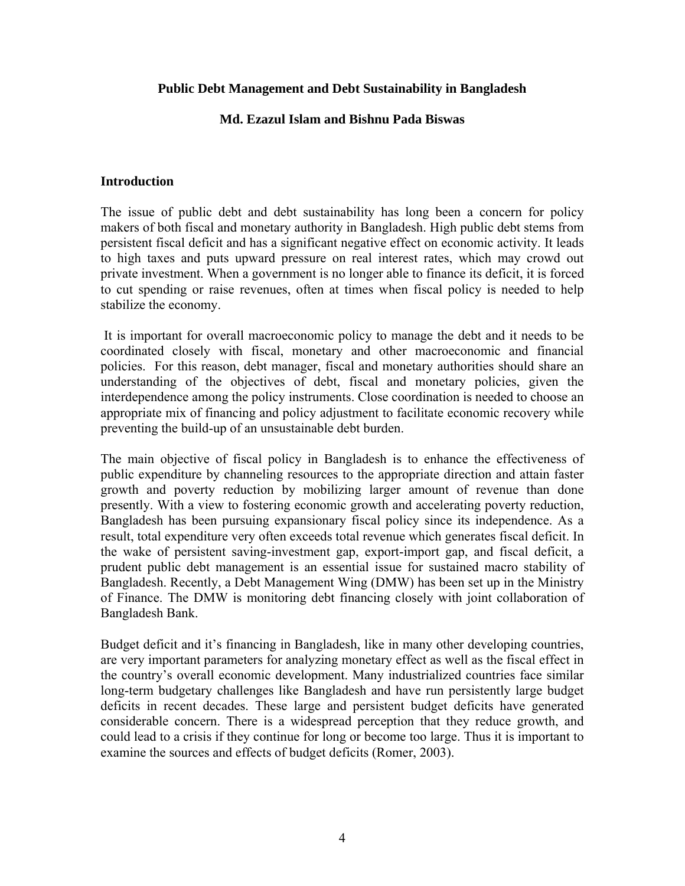# Public Debt Management and Debt Sustainability in Bangladesh

**Md. Ezazul Islam and Bishnu Pada Biswas**

## Introduction

The issue of public debt and debt sustainability has long been a concern for policy makers of both fiscal and monetary authority in Bangladesh. High public debt stems from persistent fiscal deficit and has a significant negative effect on economic activity. It leads to high taxes and puts upward pressure on real interest rates, which may crowd out private investment. When a government is no longer able to finance its deficit, it is forced to cut spending or raise revenues, often at times when fiscal policy is needed to help stabilize the economy.

It is important for overall macroeconomic policy to manage the debt and it needs to be coordinated closely with fiscal, monetary and other macroeconomic and financial policies. For this reason, debt manager, fiscal and monetary authorities should share an understanding of the objectives of debt, fiscal and monetary policies, given the interdependence among the policy instruments. Close coordination is needed to choose an appropriate mix of financing and policy adjustment to facilitate economic recovery while preventing the build-up of an unsustainable debt burden.

The main objective of fiscal policy in Bangladesh is to enhance the effectiveness of public expenditure by channeling resources to the appropriate direction and attain faster growth and poverty reduction by mobilizing larger amount of revenue than done presently. With a view to fostering economic growth and accelerating poverty reduction, Bangladesh has been pursuing expansionary fiscal policy since its independence. As a result, total expenditure very often exceeds total revenue which generates fiscal deficit. In the wake of persistent saving-investment gap, export-import gap, and fiscal deficit, a prudent public debt management is an essential issue for sustained macro stability of Bangladesh. Recently, a Debt Management Wing (DMW) has been set up in the Ministry of Finance. The DMW is monitoring debt financing closely with joint collaboration of Bangladesh Bank.

Budget deficit and it's financing in Bangladesh, like in many other developing countries, are very important parameters for analyzing monetary effect as well as the fiscal effect in the country's overall economic development. Many industrialized countries face similar long-term budgetary challenges like Bangladesh and have run persistently large budget deficits in recent decades. These large and persistent budget deficits have generated considerable concern. There is a widespread perception that they reduce growth, and could lead to a crisis if they continue for long or become too large. Thus it is important to examine the sources and effects of budget deficits (Romer, 2003).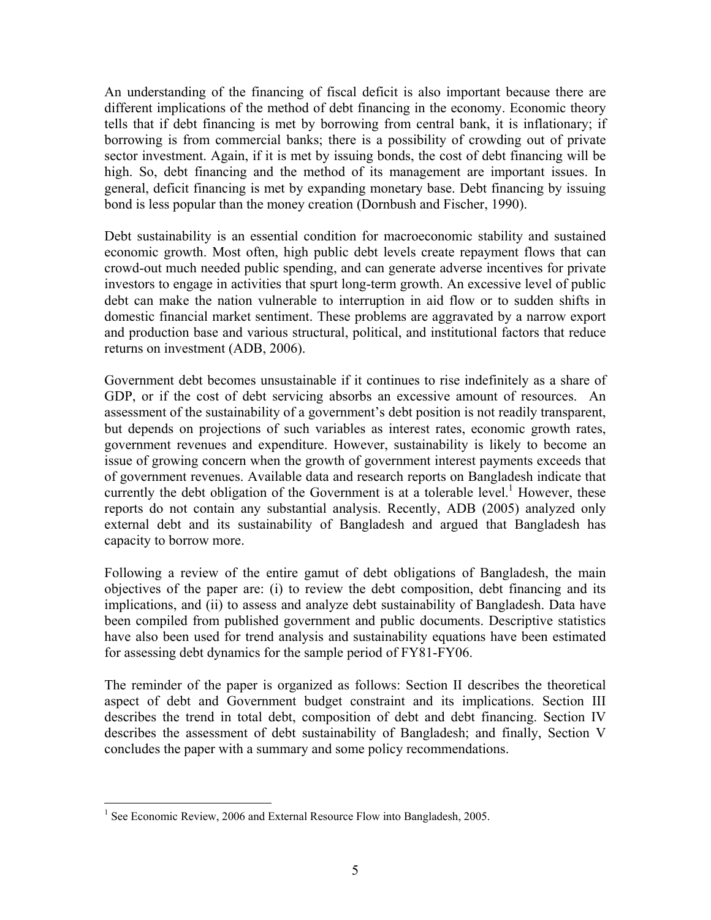An understanding of the financing of fiscal deficit is also important because there are different implications of the method of debt financing in the economy. Economic theory tells that if debt financing is met by borrowing from central bank, it is inflationary; if borrowing is from commercial banks; there is a possibility of crowding out of private sector investment. Again, if it is met by issuing bonds, the cost of debt financing will be high. So, debt financing and the method of its management are important issues. In general, deficit financing is met by expanding monetary base. Debt financing by issuing bond is less popular than the money creation (Dornbush and Fischer, 1990).

Debt sustainability is an essential condition for macroeconomic stability and sustained economic growth. Most often, high public debt levels create repayment flows that can crowd-out much needed public spending, and can generate adverse incentives for private investors to engage in activities that spurt long-term growth. An excessive level of public debt can make the nation vulnerable to interruption in aid flow or to sudden shifts in domestic financial market sentiment. These problems are aggravated by a narrow export and production base and various structural, political, and institutional factors that reduce returns on investment (ADB, 2006).

Government debt becomes unsustainable if it continues to rise indefinitely as a share of GDP, or if the cost of debt servicing absorbs an excessive amount of resources. An assessment of the sustainability of a government's debt position is not readily transparent, but depends on projections of such variables as interest rates, economic growth rates, government revenues and expenditure. However, sustainability is likely to become an issue of growing concern when the growth of government interest payments exceeds that of government revenues. Available data and research reports on Bangladesh indicate that currently the debt obligation of the Government is at a tolerable level.[1] However, these reports do not contain any substantial analysis. Recently, ADB (2005) analyzed only external debt and its sustainability of Bangladesh and argued that Bangladesh has capacity to borrow more.

Following a review of the entire gamut of debt obligations of Bangladesh, the main objectives of the paper are: (i) to review the debt composition, debt financing and its implications, and (ii) to assess and analyze debt sustainability of Bangladesh. Data have been compiled from published government and public documents. Descriptive statistics have also been used for trend analysis and sustainability equations have been estimated for assessing debt dynamics for the sample period of FY81-FY06.

The reminder of the paper is organized as follows: Section II describes the theoretical aspect of debt and Government budget constraint and its implications. Section III describes the trend in total debt, composition of debt and debt financing. Section IV describes the assessment of debt sustainability of Bangladesh; and finally, Section V concludes the paper with a summary and some policy recommendations.

---

[1] See Economic Review, 2006 and External Resource Flow into Bangladesh, 2005.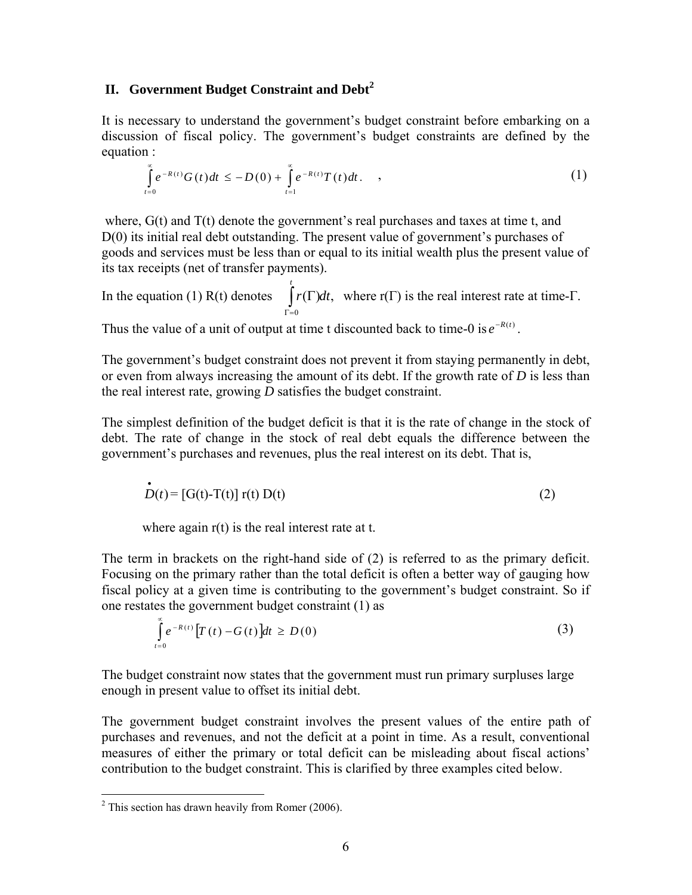## II. Government Budget Constraint and Debt[2]

It is necessary to understand the government's budget constraint before embarking on a discussion of fiscal policy. The government's budget constraints are defined by the equation :

$$\int_{t=0}^{\infty} e^{-R(t)} G(t)dt \leq -D(0) + \int_{t=1}^{\infty} e^{-R(t)} T(t)dt. \quad , \tag{1}$$

where, G(t) and T(t) denote the government's real purchases and taxes at time t, and D(0) its initial real debt outstanding. The present value of government's purchases of goods and services must be less than or equal to its initial wealth plus the present value of its tax receipts (net of transfer payments).

In the equation (1) R(t) denotes $\int_{\Gamma=0}^{t} r(\Gamma)dt$, where r(Γ) is the real interest rate at time-Γ.

Thus the value of a unit of output at time t discounted back to time-0 is $e^{-R(t)}$.

The government's budget constraint does not prevent it from staying permanently in debt, or even from always increasing the amount of its debt. If the growth rate of *D* is less than the real interest rate, growing *D* satisfies the budget constraint.

The simplest definition of the budget deficit is that it is the rate of change in the stock of debt. The rate of change in the stock of real debt equals the difference between the government's purchases and revenues, plus the real interest on its debt. That is,

$$\dot{D}(t) = [G(t)-T(t)]\ r(t)\ D(t) \tag{2}$$

where again r(t) is the real interest rate at t.

The term in brackets on the right-hand side of (2) is referred to as the primary deficit. Focusing on the primary rather than the total deficit is often a better way of gauging how fiscal policy at a given time is contributing to the government's budget constraint. So if one restates the government budget constraint (1) as

$$\int_{t=0}^{\infty} e^{-R(t)} \left[T(t) - G(t)\right] dt \geq D(0) \tag{3}$$

The budget constraint now states that the government must run primary surpluses large enough in present value to offset its initial debt.

The government budget constraint involves the present values of the entire path of purchases and revenues, and not the deficit at a point in time. As a result, conventional measures of either the primary or total deficit can be misleading about fiscal actions' contribution to the budget constraint. This is clarified by three examples cited below.

---

[2] This section has drawn heavily from Romer (2006).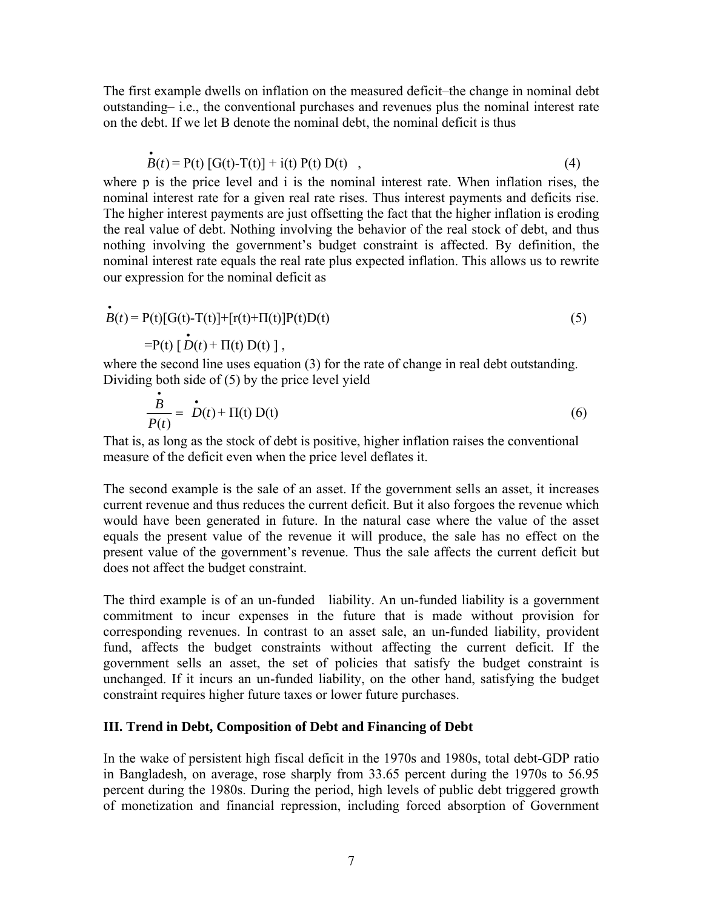The first example dwells on inflation on the measured deficit–the change in nominal debt outstanding– i.e., the conventional purchases and revenues plus the nominal interest rate on the debt. If we let B denote the nominal debt, the nominal deficit is thus

$$\dot{B}(t) = P(t)\,[G(t)-T(t)] + i(t)\,P(t)\,D(t) \quad , \tag{4}$$

where p is the price level and i is the nominal interest rate. When inflation rises, the nominal interest rate for a given real rate rises. Thus interest payments and deficits rise. The higher interest payments are just offsetting the fact that the higher inflation is eroding the real value of debt. Nothing involving the behavior of the real stock of debt, and thus nothing involving the government's budget constraint is affected. By definition, the nominal interest rate equals the real rate plus expected inflation. This allows us to rewrite our expression for the nominal deficit as

$$\begin{aligned} \dot{B}(t) &= P(t)[G(t)-T(t)]+[r(t)+\Pi(t)]P(t)D(t) \\ &= P(t)\,[\,\dot{D}(t) + \Pi(t)\,D(t)\,]\,, \end{aligned} \tag{5}$$

where the second line uses equation (3) for the rate of change in real debt outstanding. Dividing both side of (5) by the price level yield

$$\frac{\dot{B}}{P(t)} = \dot{D}(t) + \Pi(t)\,D(t) \tag{6}$$

That is, as long as the stock of debt is positive, higher inflation raises the conventional measure of the deficit even when the price level deflates it.

The second example is the sale of an asset. If the government sells an asset, it increases current revenue and thus reduces the current deficit. But it also forgoes the revenue which would have been generated in future. In the natural case where the value of the asset equals the present value of the revenue it will produce, the sale has no effect on the present value of the government's revenue. Thus the sale affects the current deficit but does not affect the budget constraint.

The third example is of an un-funded liability. An un-funded liability is a government commitment to incur expenses in the future that is made without provision for corresponding revenues. In contrast to an asset sale, an un-funded liability, provident fund, affects the budget constraints without affecting the current deficit. If the government sells an asset, the set of policies that satisfy the budget constraint is unchanged. If it incurs an un-funded liability, on the other hand, satisfying the budget constraint requires higher future taxes or lower future purchases.

## III. Trend in Debt, Composition of Debt and Financing of Debt

In the wake of persistent high fiscal deficit in the 1970s and 1980s, total debt-GDP ratio in Bangladesh, on average, rose sharply from 33.65 percent during the 1970s to 56.95 percent during the 1980s. During the period, high levels of public debt triggered growth of monetization and financial repression, including forced absorption of Government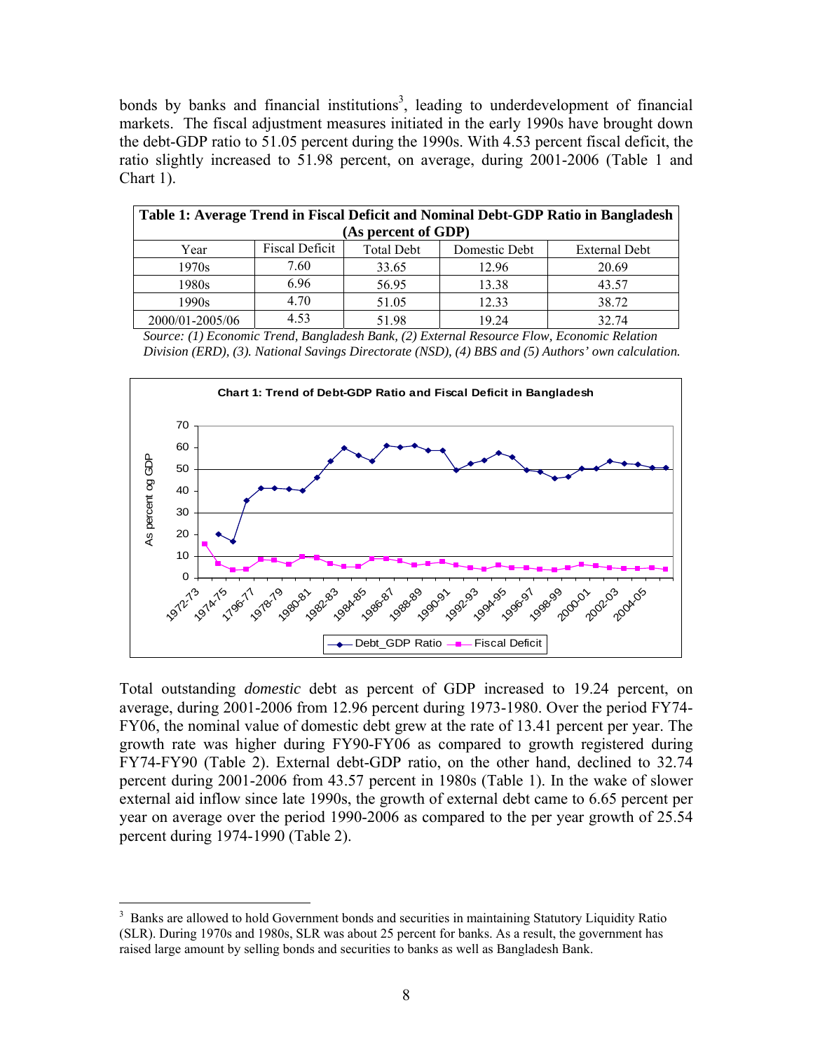bonds by banks and financial institutions[3], leading to underdevelopment of financial markets. The fiscal adjustment measures initiated in the early 1990s have brought down the debt-GDP ratio to 51.05 percent during the 1990s. With 4.53 percent fiscal deficit, the ratio slightly increased to 51.98 percent, on average, during 2001-2006 (Table 1 and Chart 1).

**Table 1: Average Trend in Fiscal Deficit and Nominal Debt-GDP Ratio in Bangladesh (As percent of GDP)**

| Year | Fiscal Deficit | Total Debt | Domestic Debt | External Debt |
|---|---|---|---|---|
| 1970s | 7.60 | 33.65 | 12.96 | 20.69 |
| 1980s | 6.96 | 56.95 | 13.38 | 43.57 |
| 1990s | 4.70 | 51.05 | 12.33 | 38.72 |
| 2000/01-2005/06 | 4.53 | 51.98 | 19.24 | 32.74 |

*Source: (1) Economic Trend, Bangladesh Bank, (2) External Resource Flow, Economic Relation Division (ERD), (3). National Savings Directorate (NSD), (4) BBS and (5) Authors' own calculation.*

**Chart 1: Trend of Debt-GDP Ratio and Fiscal Deficit in Bangladesh**

Total outstanding *domestic* debt as percent of GDP increased to 19.24 percent, on average, during 2001-2006 from 12.96 percent during 1973-1980. Over the period FY74-FY06, the nominal value of domestic debt grew at the rate of 13.41 percent per year. The growth rate was higher during FY90-FY06 as compared to growth registered during FY74-FY90 (Table 2). External debt-GDP ratio, on the other hand, declined to 32.74 percent during 2001-2006 from 43.57 percent in 1980s (Table 1). In the wake of slower external aid inflow since late 1990s, the growth of external debt came to 6.65 percent per year on average over the period 1990-2006 as compared to the per year growth of 25.54 percent during 1974-1990 (Table 2).

[3] Banks are allowed to hold Government bonds and securities in maintaining Statutory Liquidity Ratio (SLR). During 1970s and 1980s, SLR was about 25 percent for banks. As a result, the government has raised large amount by selling bonds and securities to banks as well as Bangladesh Bank.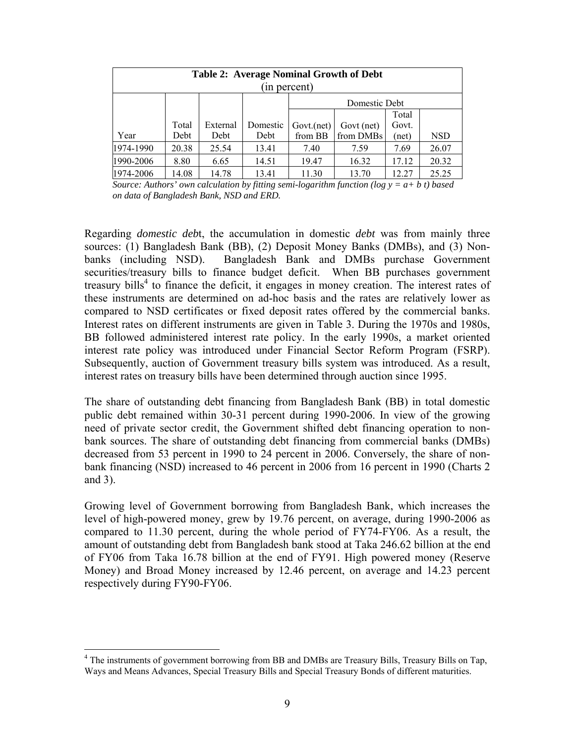**Table 2: Average Nominal Growth of Debt**
(in percent)

| Year | Total Debt | External Debt | Domestic Debt | Domestic Debt | | | |
|---|---|---|---|---|---|---|---|
| | | | | Govt.(net) from BB | Govt (net) from DMBs | Total Govt. (net) | NSD |
| 1974-1990 | 20.38 | 25.54 | 13.41 | 7.40 | 7.59 | 7.69 | 26.07 |
| 1990-2006 | 8.80 | 6.65 | 14.51 | 19.47 | 16.32 | 17.12 | 20.32 |
| 1974-2006 | 14.08 | 14.78 | 13.41 | 11.30 | 13.70 | 12.27 | 25.25 |

*Source: Authors' own calculation by fitting semi-logarithm function (log y = a+ b t) based on data of Bangladesh Bank, NSD and ERD.*

Regarding *domestic deb*t, the accumulation in domestic *debt* was from mainly three sources: (1) Bangladesh Bank (BB), (2) Deposit Money Banks (DMBs), and (3) Non-banks (including NSD). Bangladesh Bank and DMBs purchase Government securities/treasury bills to finance budget deficit. When BB purchases government treasury bills[4] to finance the deficit, it engages in money creation. The interest rates of these instruments are determined on ad-hoc basis and the rates are relatively lower as compared to NSD certificates or fixed deposit rates offered by the commercial banks. Interest rates on different instruments are given in Table 3. During the 1970s and 1980s, BB followed administered interest rate policy. In the early 1990s, a market oriented interest rate policy was introduced under Financial Sector Reform Program (FSRP). Subsequently, auction of Government treasury bills system was introduced. As a result, interest rates on treasury bills have been determined through auction since 1995.

The share of outstanding debt financing from Bangladesh Bank (BB) in total domestic public debt remained within 30-31 percent during 1990-2006. In view of the growing need of private sector credit, the Government shifted debt financing operation to non-bank sources. The share of outstanding debt financing from commercial banks (DMBs) decreased from 53 percent in 1990 to 24 percent in 2006. Conversely, the share of non-bank financing (NSD) increased to 46 percent in 2006 from 16 percent in 1990 (Charts 2 and 3).

Growing level of Government borrowing from Bangladesh Bank, which increases the level of high-powered money, grew by 19.76 percent, on average, during 1990-2006 as compared to 11.30 percent, during the whole period of FY74-FY06. As a result, the amount of outstanding debt from Bangladesh bank stood at Taka 246.62 billion at the end of FY06 from Taka 16.78 billion at the end of FY91. High powered money (Reserve Money) and Broad Money increased by 12.46 percent, on average and 14.23 percent respectively during FY90-FY06.

---

[4] The instruments of government borrowing from BB and DMBs are Treasury Bills, Treasury Bills on Tap, Ways and Means Advances, Special Treasury Bills and Special Treasury Bonds of different maturities.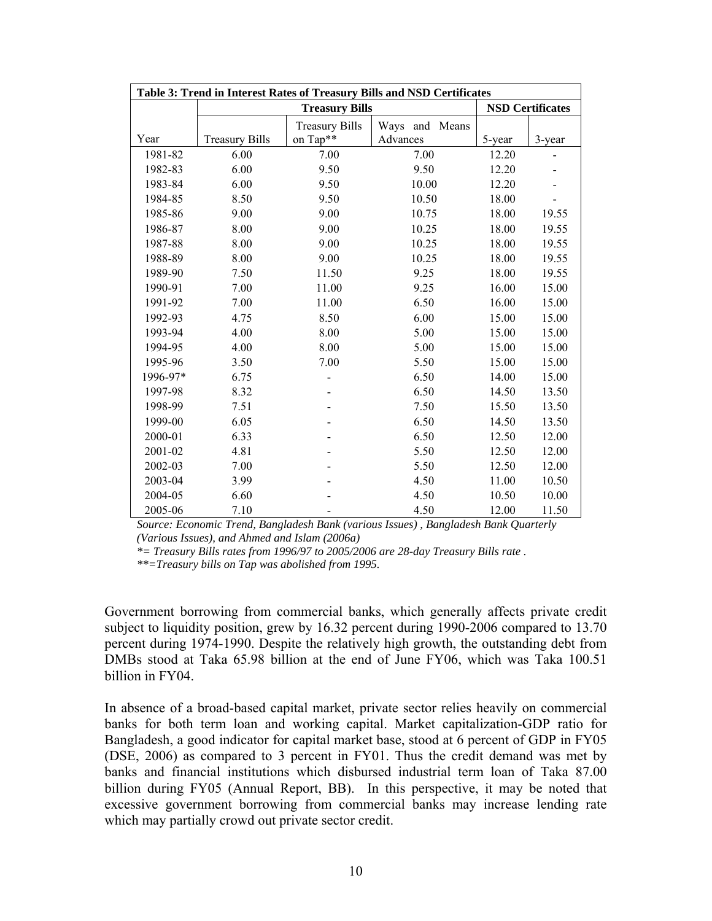| Table 3: Trend in Interest Rates of Treasury Bills and NSD Certificates | | | | | |
|---|---|---|---|---|---|
| | **Treasury Bills** | | | **NSD Certificates** | |
| Year | Treasury Bills | Treasury Bills on Tap** | Ways and Means Advances | 5-year | 3-year |
| 1981-82 | 6.00 | 7.00 | 7.00 | 12.20 | - |
| 1982-83 | 6.00 | 9.50 | 9.50 | 12.20 | - |
| 1983-84 | 6.00 | 9.50 | 10.00 | 12.20 | - |
| 1984-85 | 8.50 | 9.50 | 10.50 | 18.00 | - |
| 1985-86 | 9.00 | 9.00 | 10.75 | 18.00 | 19.55 |
| 1986-87 | 8.00 | 9.00 | 10.25 | 18.00 | 19.55 |
| 1987-88 | 8.00 | 9.00 | 10.25 | 18.00 | 19.55 |
| 1988-89 | 8.00 | 9.00 | 10.25 | 18.00 | 19.55 |
| 1989-90 | 7.50 | 11.50 | 9.25 | 18.00 | 19.55 |
| 1990-91 | 7.00 | 11.00 | 9.25 | 16.00 | 15.00 |
| 1991-92 | 7.00 | 11.00 | 6.50 | 16.00 | 15.00 |
| 1992-93 | 4.75 | 8.50 | 6.00 | 15.00 | 15.00 |
| 1993-94 | 4.00 | 8.00 | 5.00 | 15.00 | 15.00 |
| 1994-95 | 4.00 | 8.00 | 5.00 | 15.00 | 15.00 |
| 1995-96 | 3.50 | 7.00 | 5.50 | 15.00 | 15.00 |
| 1996-97* | 6.75 | - | 6.50 | 14.00 | 15.00 |
| 1997-98 | 8.32 | - | 6.50 | 14.50 | 13.50 |
| 1998-99 | 7.51 | - | 7.50 | 15.50 | 13.50 |
| 1999-00 | 6.05 | - | 6.50 | 14.50 | 13.50 |
| 2000-01 | 6.33 | - | 6.50 | 12.50 | 12.00 |
| 2001-02 | 4.81 | - | 5.50 | 12.50 | 12.00 |
| 2002-03 | 7.00 | - | 5.50 | 12.50 | 12.00 |
| 2003-04 | 3.99 | - | 4.50 | 11.00 | 10.50 |
| 2004-05 | 6.60 | - | 4.50 | 10.50 | 10.00 |
| 2005-06 | 7.10 | - | 4.50 | 12.00 | 11.50 |

*Source: Economic Trend, Bangladesh Bank (various Issues) , Bangladesh Bank Quarterly (Various Issues), and Ahmed and Islam (2006a)*

*\*= Treasury Bills rates from 1996/97 to 2005/2006 are 28-day Treasury Bills rate .*

*\*\*=Treasury bills on Tap was abolished from 1995.*

Government borrowing from commercial banks, which generally affects private credit subject to liquidity position, grew by 16.32 percent during 1990-2006 compared to 13.70 percent during 1974-1990. Despite the relatively high growth, the outstanding debt from DMBs stood at Taka 65.98 billion at the end of June FY06, which was Taka 100.51 billion in FY04.

In absence of a broad-based capital market, private sector relies heavily on commercial banks for both term loan and working capital. Market capitalization-GDP ratio for Bangladesh, a good indicator for capital market base, stood at 6 percent of GDP in FY05 (DSE, 2006) as compared to 3 percent in FY01. Thus the credit demand was met by banks and financial institutions which disbursed industrial term loan of Taka 87.00 billion during FY05 (Annual Report, BB). In this perspective, it may be noted that excessive government borrowing from commercial banks may increase lending rate which may partially crowd out private sector credit.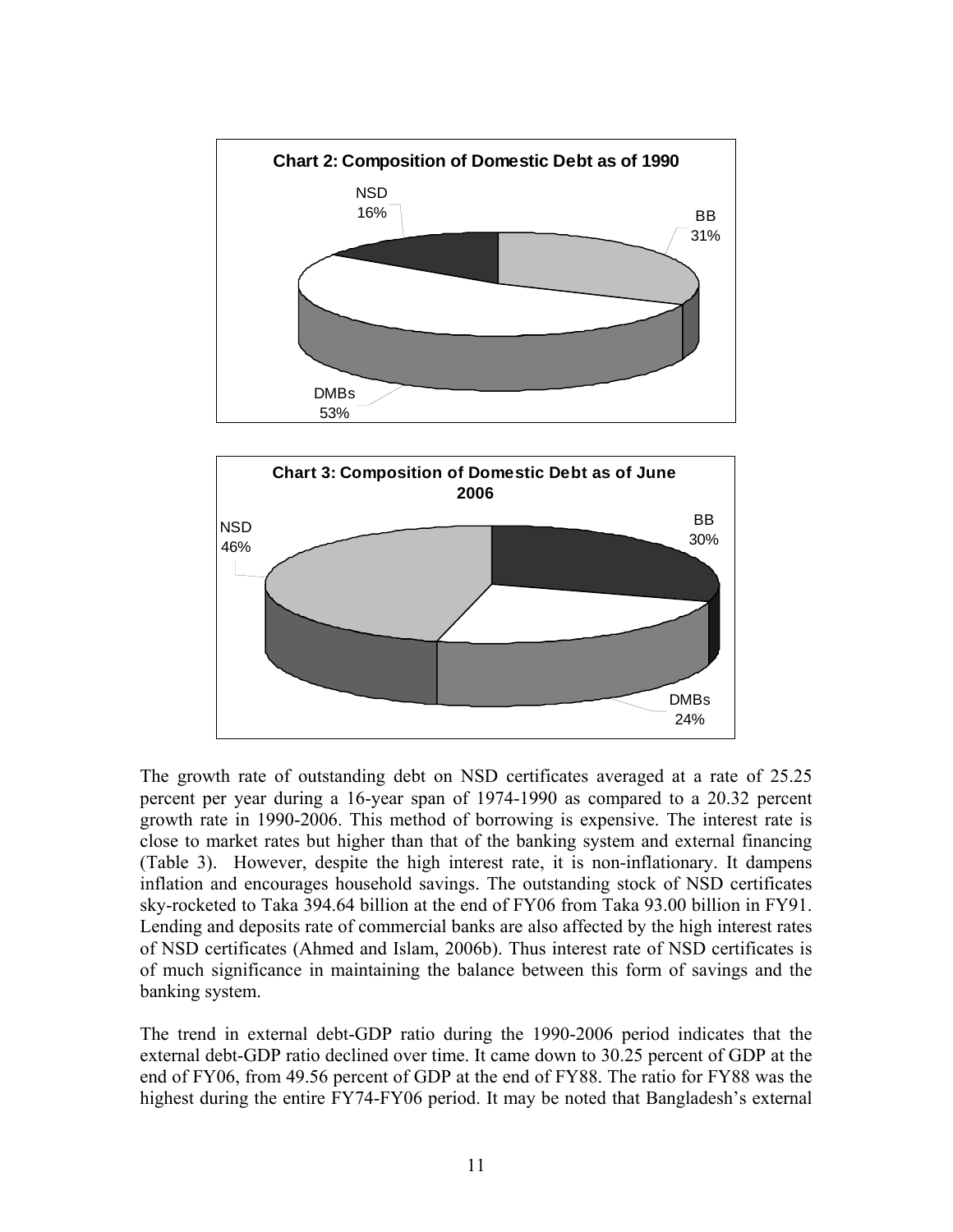**Chart 2: Composition of Domestic Debt as of 1990**

NSD 16%

BB 31%

DMBs 53%

**Chart 3: Composition of Domestic Debt as of June 2006**

NSD 46%

BB 30%

DMBs 24%

The growth rate of outstanding debt on NSD certificates averaged at a rate of 25.25 percent per year during a 16-year span of 1974-1990 as compared to a 20.32 percent growth rate in 1990-2006. This method of borrowing is expensive. The interest rate is close to market rates but higher than that of the banking system and external financing (Table 3). However, despite the high interest rate, it is non-inflationary. It dampens inflation and encourages household savings. The outstanding stock of NSD certificates sky-rocketed to Taka 394.64 billion at the end of FY06 from Taka 93.00 billion in FY91. Lending and deposits rate of commercial banks are also affected by the high interest rates of NSD certificates (Ahmed and Islam, 2006b). Thus interest rate of NSD certificates is of much significance in maintaining the balance between this form of savings and the banking system.

The trend in external debt-GDP ratio during the 1990-2006 period indicates that the external debt-GDP ratio declined over time. It came down to 30.25 percent of GDP at the end of FY06, from 49.56 percent of GDP at the end of FY88. The ratio for FY88 was the highest during the entire FY74-FY06 period. It may be noted that Bangladesh's external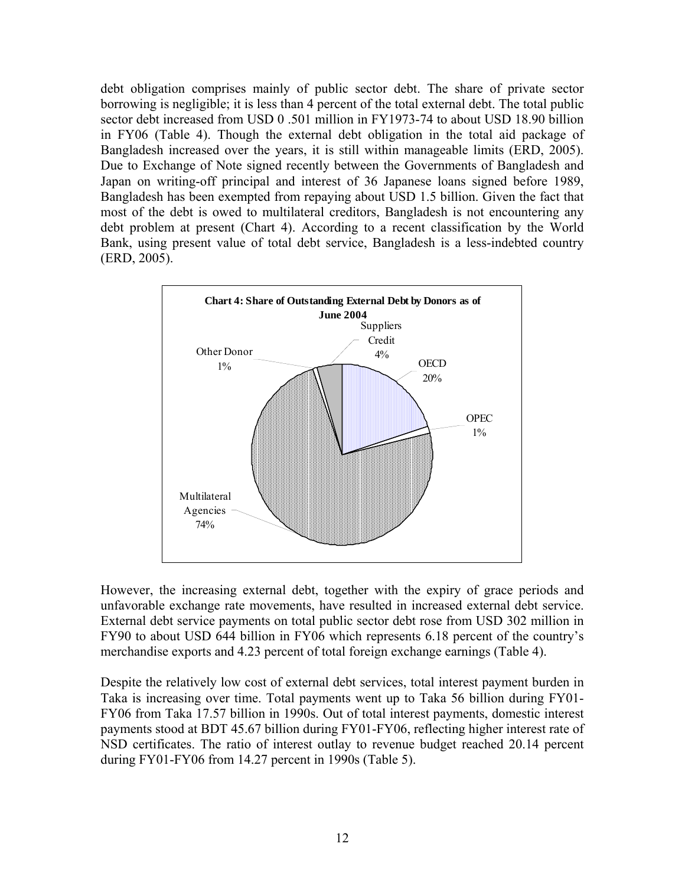debt obligation comprises mainly of public sector debt. The share of private sector borrowing is negligible; it is less than 4 percent of the total external debt. The total public sector debt increased from USD 0 .501 million in FY1973-74 to about USD 18.90 billion in FY06 (Table 4). Though the external debt obligation in the total aid package of Bangladesh increased over the years, it is still within manageable limits (ERD, 2005). Due to Exchange of Note signed recently between the Governments of Bangladesh and Japan on writing-off principal and interest of 36 Japanese loans signed before 1989, Bangladesh has been exempted from repaying about USD 1.5 billion. Given the fact that most of the debt is owed to multilateral creditors, Bangladesh is not encountering any debt problem at present (Chart 4). According to a recent classification by the World Bank, using present value of total debt service, Bangladesh is a less-indebted country (ERD, 2005).

**Chart 4: Share of Outstanding External Debt by Donors as of June 2004**

| Donor | Share |
| --- | --- |
| Suppliers Credit | 4% |
| OECD | 20% |
| OPEC | 1% |
| Multilateral Agencies | 74% |
| Other Donor | 1% |

However, the increasing external debt, together with the expiry of grace periods and unfavorable exchange rate movements, have resulted in increased external debt service. External debt service payments on total public sector debt rose from USD 302 million in FY90 to about USD 644 billion in FY06 which represents 6.18 percent of the country's merchandise exports and 4.23 percent of total foreign exchange earnings (Table 4).

Despite the relatively low cost of external debt services, total interest payment burden in Taka is increasing over time. Total payments went up to Taka 56 billion during FY01-FY06 from Taka 17.57 billion in 1990s. Out of total interest payments, domestic interest payments stood at BDT 45.67 billion during FY01-FY06, reflecting higher interest rate of NSD certificates. The ratio of interest outlay to revenue budget reached 20.14 percent during FY01-FY06 from 14.27 percent in 1990s (Table 5).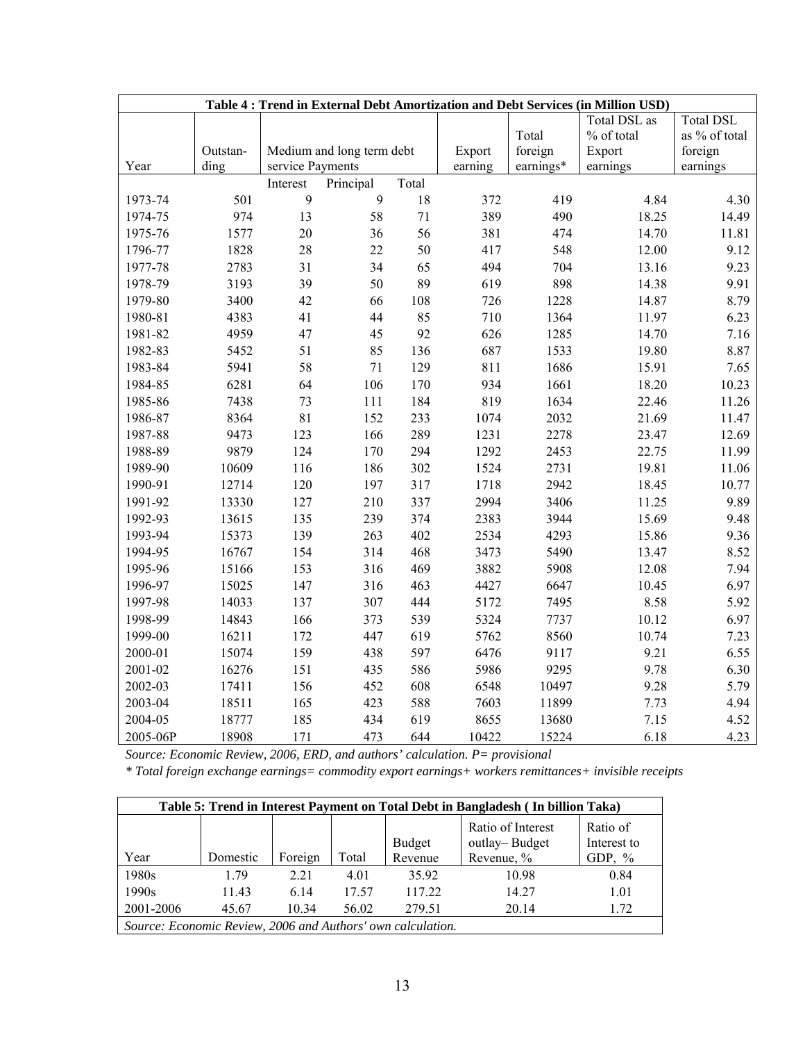| Table 4 : Trend in External Debt Amortization and Debt Services (in Million USD) | | | | | | | | |
|---|---|---|---|---|---|---|---|---|
| Year | Outstan-ding | Medium and long term debt service Payments | | | Export earning | Total foreign earnings* | Total DSL as % of total Export earnings | Total DSL as % of total foreign earnings |
| | | Interest | Principal | Total | | | | |
| 1973-74 | 501 | 9 | 9 | 18 | 372 | 419 | 4.84 | 4.30 |
| 1974-75 | 974 | 13 | 58 | 71 | 389 | 490 | 18.25 | 14.49 |
| 1975-76 | 1577 | 20 | 36 | 56 | 381 | 474 | 14.70 | 11.81 |
| 1796-77 | 1828 | 28 | 22 | 50 | 417 | 548 | 12.00 | 9.12 |
| 1977-78 | 2783 | 31 | 34 | 65 | 494 | 704 | 13.16 | 9.23 |
| 1978-79 | 3193 | 39 | 50 | 89 | 619 | 898 | 14.38 | 9.91 |
| 1979-80 | 3400 | 42 | 66 | 108 | 726 | 1228 | 14.87 | 8.79 |
| 1980-81 | 4383 | 41 | 44 | 85 | 710 | 1364 | 11.97 | 6.23 |
| 1981-82 | 4959 | 47 | 45 | 92 | 626 | 1285 | 14.70 | 7.16 |
| 1982-83 | 5452 | 51 | 85 | 136 | 687 | 1533 | 19.80 | 8.87 |
| 1983-84 | 5941 | 58 | 71 | 129 | 811 | 1686 | 15.91 | 7.65 |
| 1984-85 | 6281 | 64 | 106 | 170 | 934 | 1661 | 18.20 | 10.23 |
| 1985-86 | 7438 | 73 | 111 | 184 | 819 | 1634 | 22.46 | 11.26 |
| 1986-87 | 8364 | 81 | 152 | 233 | 1074 | 2032 | 21.69 | 11.47 |
| 1987-88 | 9473 | 123 | 166 | 289 | 1231 | 2278 | 23.47 | 12.69 |
| 1988-89 | 9879 | 124 | 170 | 294 | 1292 | 2453 | 22.75 | 11.99 |
| 1989-90 | 10609 | 116 | 186 | 302 | 1524 | 2731 | 19.81 | 11.06 |
| 1990-91 | 12714 | 120 | 197 | 317 | 1718 | 2942 | 18.45 | 10.77 |
| 1991-92 | 13330 | 127 | 210 | 337 | 2994 | 3406 | 11.25 | 9.89 |
| 1992-93 | 13615 | 135 | 239 | 374 | 2383 | 3944 | 15.69 | 9.48 |
| 1993-94 | 15373 | 139 | 263 | 402 | 2534 | 4293 | 15.86 | 9.36 |
| 1994-95 | 16767 | 154 | 314 | 468 | 3473 | 5490 | 13.47 | 8.52 |
| 1995-96 | 15166 | 153 | 316 | 469 | 3882 | 5908 | 12.08 | 7.94 |
| 1996-97 | 15025 | 147 | 316 | 463 | 4427 | 6647 | 10.45 | 6.97 |
| 1997-98 | 14033 | 137 | 307 | 444 | 5172 | 7495 | 8.58 | 5.92 |
| 1998-99 | 14843 | 166 | 373 | 539 | 5324 | 7737 | 10.12 | 6.97 |
| 1999-00 | 16211 | 172 | 447 | 619 | 5762 | 8560 | 10.74 | 7.23 |
| 2000-01 | 15074 | 159 | 438 | 597 | 6476 | 9117 | 9.21 | 6.55 |
| 2001-02 | 16276 | 151 | 435 | 586 | 5986 | 9295 | 9.78 | 6.30 |
| 2002-03 | 17411 | 156 | 452 | 608 | 6548 | 10497 | 9.28 | 5.79 |
| 2003-04 | 18511 | 165 | 423 | 588 | 7603 | 11899 | 7.73 | 4.94 |
| 2004-05 | 18777 | 185 | 434 | 619 | 8655 | 13680 | 7.15 | 4.52 |
| 2005-06P | 18908 | 171 | 473 | 644 | 10422 | 15224 | 6.18 | 4.23 |

*Source: Economic Review, 2006, ERD, and authors' calculation. P= provisional*

*\* Total foreign exchange earnings= commodity export earnings+ workers remittances+ invisible receipts*

| Table 5: Trend in Interest Payment on Total Debt in Bangladesh ( In billion Taka) | | | | | | |
|---|---|---|---|---|---|---|
| Year | Domestic | Foreign | Total | Budget Revenue | Ratio of Interest outlay– Budget Revenue, % | Ratio of Interest to GDP, % |
| 1980s | 1.79 | 2.21 | 4.01 | 35.92 | 10.98 | 0.84 |
| 1990s | 11.43 | 6.14 | 17.57 | 117.22 | 14.27 | 1.01 |
| 2001-2006 | 45.67 | 10.34 | 56.02 | 279.51 | 20.14 | 1.72 |

*Source: Economic Review, 2006 and Authors' own calculation.*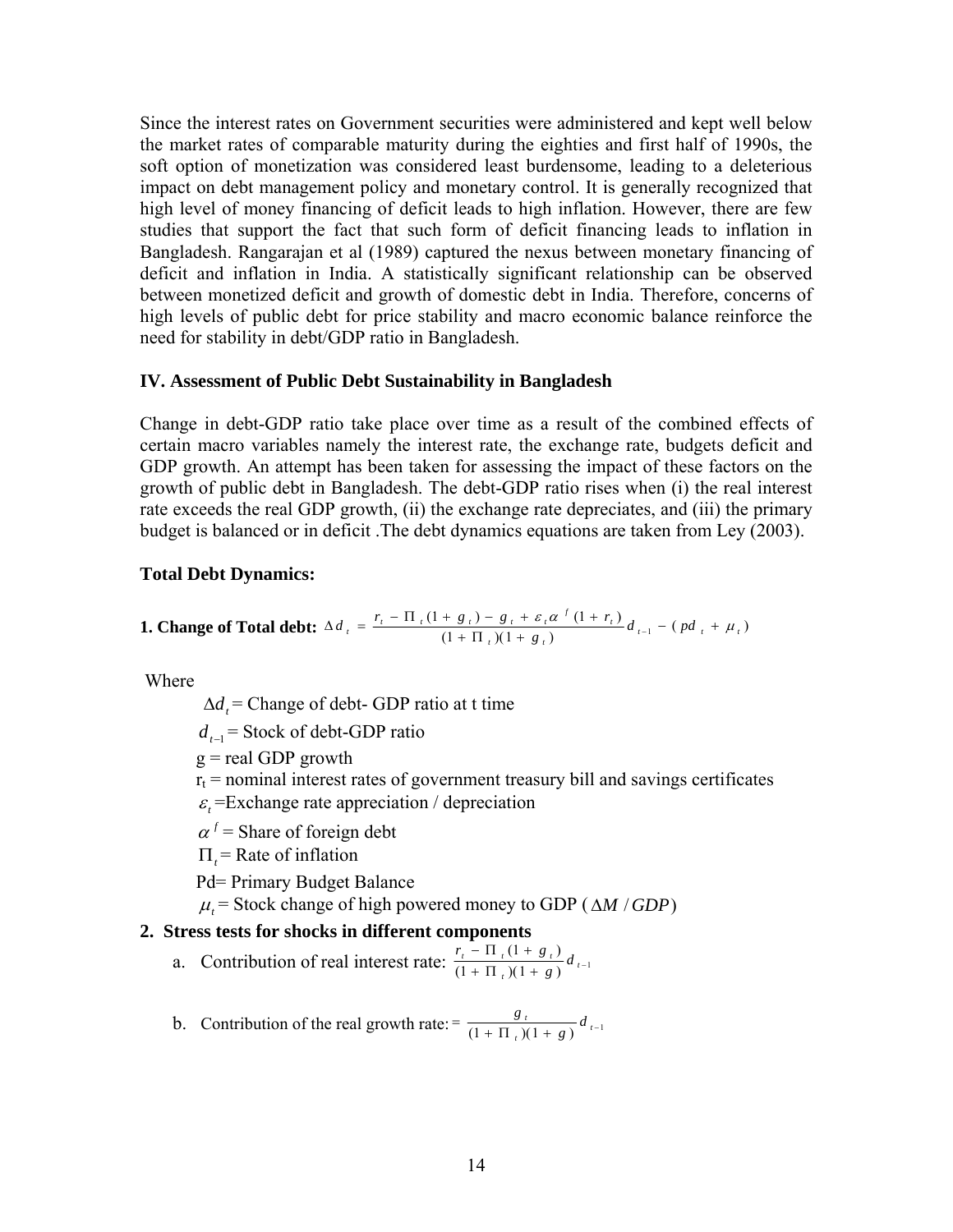Since the interest rates on Government securities were administered and kept well below the market rates of comparable maturity during the eighties and first half of 1990s, the soft option of monetization was considered least burdensome, leading to a deleterious impact on debt management policy and monetary control. It is generally recognized that high level of money financing of deficit leads to high inflation. However, there are few studies that support the fact that such form of deficit financing leads to inflation in Bangladesh. Rangarajan et al (1989) captured the nexus between monetary financing of deficit and inflation in India. A statistically significant relationship can be observed between monetized deficit and growth of domestic debt in India. Therefore, concerns of high levels of public debt for price stability and macro economic balance reinforce the need for stability in debt/GDP ratio in Bangladesh.

### IV. Assessment of Public Debt Sustainability in Bangladesh

Change in debt-GDP ratio take place over time as a result of the combined effects of certain macro variables namely the interest rate, the exchange rate, budgets deficit and GDP growth. An attempt has been taken for assessing the impact of these factors on the growth of public debt in Bangladesh. The debt-GDP ratio rises when (i) the real interest rate exceeds the real GDP growth, (ii) the exchange rate depreciates, and (iii) the primary budget is balanced or in deficit .The debt dynamics equations are taken from Ley (2003).

### Total Debt Dynamics:

**1. Change of Total debt:** $\Delta d_t = \dfrac{r_t - \Pi_t(1+g_t) - g_t + \varepsilon_t \alpha^f (1+r_t)}{(1+\Pi_t)(1+g_t)} d_{t-1} - (pd_t + \mu_t)$

Where

- $\Delta d_t$ = Change of debt- GDP ratio at t time
- $d_{t-1}$ = Stock of debt-GDP ratio
- g = real GDP growth
- $r_t$ = nominal interest rates of government treasury bill and savings certificates
- $\varepsilon_t$ =Exchange rate appreciation / depreciation
- $\alpha^f$ = Share of foreign debt
- $\Pi_t$ = Rate of inflation
- Pd= Primary Budget Balance
- $\mu_t$ = Stock change of high powered money to GDP ($\Delta M / GDP$)

**2. Stress tests for shocks in different components**

a. Contribution of real interest rate: $\dfrac{r_t - \Pi_t(1+g_t)}{(1+\Pi_t)(1+g)} d_{t-1}$

b. Contribution of the real growth rate: = $\dfrac{g_t}{(1+\Pi_t)(1+g)} d_{t-1}$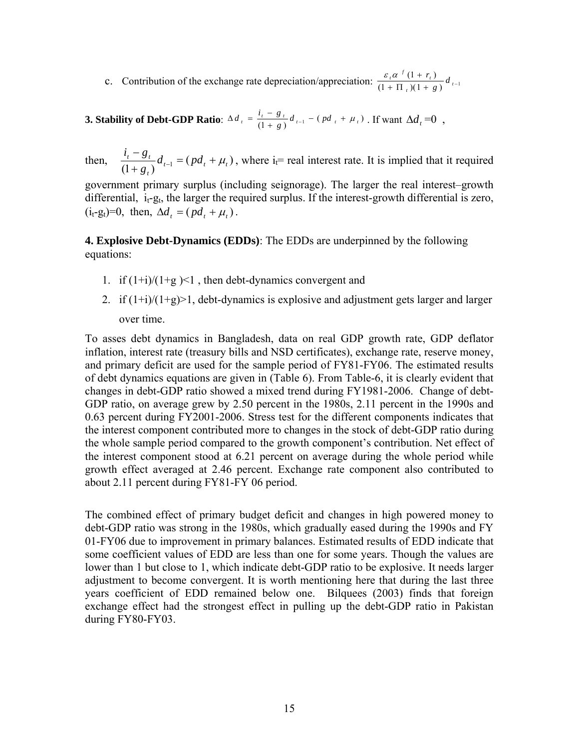c. Contribution of the exchange rate depreciation/appreciation: $\frac{\varepsilon_t \alpha^f (1+r_t)}{(1+\Pi_t)(1+g)} d_{t-1}$

**3. Stability of Debt-GDP Ratio**: $\Delta d_t = \frac{i_t - g_t}{(1+g)} d_{t-1} - (pd_t + \mu_t)$. If want $\Delta d_t = 0$ ,

then, $\frac{i_t - g_t}{(1+g_t)} d_{t-1} = (pd_t + \mu_t)$, where $i_t$= real interest rate. It is implied that it required government primary surplus (including seignorage). The larger the real interest–growth differential, $i_t$-$g_t$, the larger the required surplus. If the interest-growth differential is zero, ($i_t$-$g_t$)=0, then, $\Delta d_t = (pd_t + \mu_t)$.

**4. Explosive Debt-Dynamics (EDDs)**: The EDDs are underpinned by the following equations:

1. if (1+i)/(1+g )<1 , then debt-dynamics convergent and
2. if (1+i)/(1+g)>1, debt-dynamics is explosive and adjustment gets larger and larger over time.

To asses debt dynamics in Bangladesh, data on real GDP growth rate, GDP deflator inflation, interest rate (treasury bills and NSD certificates), exchange rate, reserve money, and primary deficit are used for the sample period of FY81-FY06. The estimated results of debt dynamics equations are given in (Table 6). From Table-6, it is clearly evident that changes in debt-GDP ratio showed a mixed trend during FY1981-2006. Change of debt-GDP ratio, on average grew by 2.50 percent in the 1980s, 2.11 percent in the 1990s and 0.63 percent during FY2001-2006. Stress test for the different components indicates that the interest component contributed more to changes in the stock of debt-GDP ratio during the whole sample period compared to the growth component's contribution. Net effect of the interest component stood at 6.21 percent on average during the whole period while growth effect averaged at 2.46 percent. Exchange rate component also contributed to about 2.11 percent during FY81-FY 06 period.

The combined effect of primary budget deficit and changes in high powered money to debt-GDP ratio was strong in the 1980s, which gradually eased during the 1990s and FY 01-FY06 due to improvement in primary balances. Estimated results of EDD indicate that some coefficient values of EDD are less than one for some years. Though the values are lower than 1 but close to 1, which indicate debt-GDP ratio to be explosive. It needs larger adjustment to become convergent. It is worth mentioning here that during the last three years coefficient of EDD remained below one. Bilquees (2003) finds that foreign exchange effect had the strongest effect in pulling up the debt-GDP ratio in Pakistan during FY80-FY03.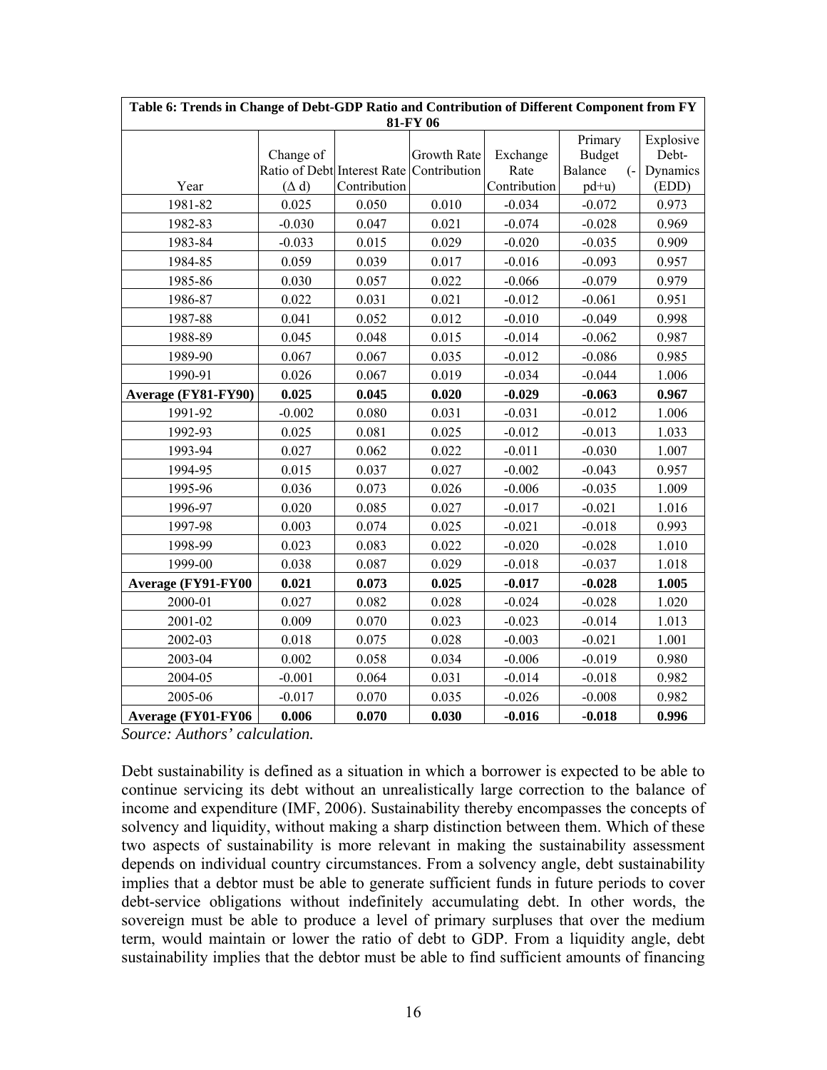| Table 6: Trends in Change of Debt-GDP Ratio and Contribution of Different Component from FY 81-FY 06 | | | | | | |
|---|---|---|---|---|---|---|
| Year | Change of Ratio of Debt ($\Delta$ d) | Interest Rate Contribution | Growth Rate Contribution | Exchange Rate Contribution | Primary Budget Balance (-pd+u) | Explosive Debt-Dynamics (EDD) |
| 1981-82 | 0.025 | 0.050 | 0.010 | -0.034 | -0.072 | 0.973 |
| 1982-83 | -0.030 | 0.047 | 0.021 | -0.074 | -0.028 | 0.969 |
| 1983-84 | -0.033 | 0.015 | 0.029 | -0.020 | -0.035 | 0.909 |
| 1984-85 | 0.059 | 0.039 | 0.017 | -0.016 | -0.093 | 0.957 |
| 1985-86 | 0.030 | 0.057 | 0.022 | -0.066 | -0.079 | 0.979 |
| 1986-87 | 0.022 | 0.031 | 0.021 | -0.012 | -0.061 | 0.951 |
| 1987-88 | 0.041 | 0.052 | 0.012 | -0.010 | -0.049 | 0.998 |
| 1988-89 | 0.045 | 0.048 | 0.015 | -0.014 | -0.062 | 0.987 |
| 1989-90 | 0.067 | 0.067 | 0.035 | -0.012 | -0.086 | 0.985 |
| 1990-91 | 0.026 | 0.067 | 0.019 | -0.034 | -0.044 | 1.006 |
| **Average (FY81-FY90)** | **0.025** | **0.045** | **0.020** | **-0.029** | **-0.063** | **0.967** |
| 1991-92 | -0.002 | 0.080 | 0.031 | -0.031 | -0.012 | 1.006 |
| 1992-93 | 0.025 | 0.081 | 0.025 | -0.012 | -0.013 | 1.033 |
| 1993-94 | 0.027 | 0.062 | 0.022 | -0.011 | -0.030 | 1.007 |
| 1994-95 | 0.015 | 0.037 | 0.027 | -0.002 | -0.043 | 0.957 |
| 1995-96 | 0.036 | 0.073 | 0.026 | -0.006 | -0.035 | 1.009 |
| 1996-97 | 0.020 | 0.085 | 0.027 | -0.017 | -0.021 | 1.016 |
| 1997-98 | 0.003 | 0.074 | 0.025 | -0.021 | -0.018 | 0.993 |
| 1998-99 | 0.023 | 0.083 | 0.022 | -0.020 | -0.028 | 1.010 |
| 1999-00 | 0.038 | 0.087 | 0.029 | -0.018 | -0.037 | 1.018 |
| **Average (FY91-FY00** | **0.021** | **0.073** | **0.025** | **-0.017** | **-0.028** | **1.005** |
| 2000-01 | 0.027 | 0.082 | 0.028 | -0.024 | -0.028 | 1.020 |
| 2001-02 | 0.009 | 0.070 | 0.023 | -0.023 | -0.014 | 1.013 |
| 2002-03 | 0.018 | 0.075 | 0.028 | -0.003 | -0.021 | 1.001 |
| 2003-04 | 0.002 | 0.058 | 0.034 | -0.006 | -0.019 | 0.980 |
| 2004-05 | -0.001 | 0.064 | 0.031 | -0.014 | -0.018 | 0.982 |
| 2005-06 | -0.017 | 0.070 | 0.035 | -0.026 | -0.008 | 0.982 |
| **Average (FY01-FY06** | **0.006** | **0.070** | **0.030** | **-0.016** | **-0.018** | **0.996** |

*Source: Authors' calculation.*

Debt sustainability is defined as a situation in which a borrower is expected to be able to continue servicing its debt without an unrealistically large correction to the balance of income and expenditure (IMF, 2006). Sustainability thereby encompasses the concepts of solvency and liquidity, without making a sharp distinction between them. Which of these two aspects of sustainability is more relevant in making the sustainability assessment depends on individual country circumstances. From a solvency angle, debt sustainability implies that a debtor must be able to generate sufficient funds in future periods to cover debt-service obligations without indefinitely accumulating debt. In other words, the sovereign must be able to produce a level of primary surpluses that over the medium term, would maintain or lower the ratio of debt to GDP. From a liquidity angle, debt sustainability implies that the debtor must be able to find sufficient amounts of financing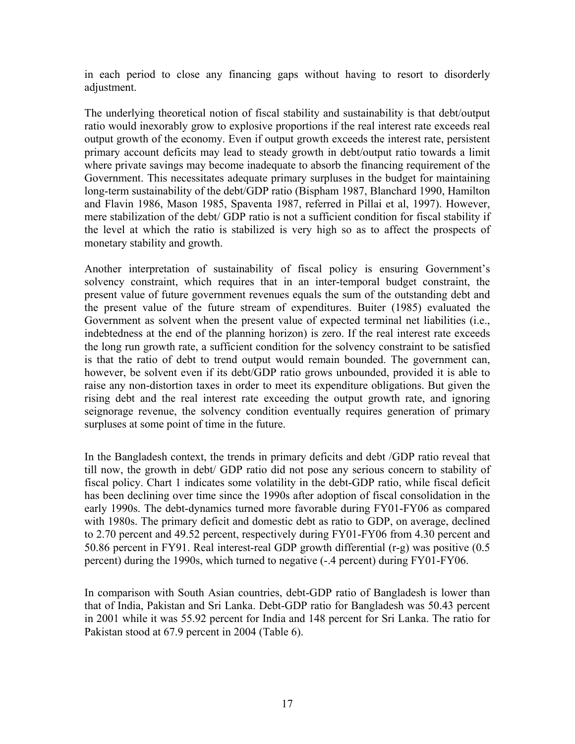in each period to close any financing gaps without having to resort to disorderly adjustment.

The underlying theoretical notion of fiscal stability and sustainability is that debt/output ratio would inexorably grow to explosive proportions if the real interest rate exceeds real output growth of the economy. Even if output growth exceeds the interest rate, persistent primary account deficits may lead to steady growth in debt/output ratio towards a limit where private savings may become inadequate to absorb the financing requirement of the Government. This necessitates adequate primary surpluses in the budget for maintaining long-term sustainability of the debt/GDP ratio (Bispham 1987, Blanchard 1990, Hamilton and Flavin 1986, Mason 1985, Spaventa 1987, referred in Pillai et al, 1997). However, mere stabilization of the debt/ GDP ratio is not a sufficient condition for fiscal stability if the level at which the ratio is stabilized is very high so as to affect the prospects of monetary stability and growth.

Another interpretation of sustainability of fiscal policy is ensuring Government's solvency constraint, which requires that in an inter-temporal budget constraint, the present value of future government revenues equals the sum of the outstanding debt and the present value of the future stream of expenditures. Buiter (1985) evaluated the Government as solvent when the present value of expected terminal net liabilities (i.e., indebtedness at the end of the planning horizon) is zero. If the real interest rate exceeds the long run growth rate, a sufficient condition for the solvency constraint to be satisfied is that the ratio of debt to trend output would remain bounded. The government can, however, be solvent even if its debt/GDP ratio grows unbounded, provided it is able to raise any non-distortion taxes in order to meet its expenditure obligations. But given the rising debt and the real interest rate exceeding the output growth rate, and ignoring seignorage revenue, the solvency condition eventually requires generation of primary surpluses at some point of time in the future.

In the Bangladesh context, the trends in primary deficits and debt /GDP ratio reveal that till now, the growth in debt/ GDP ratio did not pose any serious concern to stability of fiscal policy. Chart 1 indicates some volatility in the debt-GDP ratio, while fiscal deficit has been declining over time since the 1990s after adoption of fiscal consolidation in the early 1990s. The debt-dynamics turned more favorable during FY01-FY06 as compared with 1980s. The primary deficit and domestic debt as ratio to GDP, on average, declined to 2.70 percent and 49.52 percent, respectively during FY01-FY06 from 4.30 percent and 50.86 percent in FY91. Real interest-real GDP growth differential (r-g) was positive (0.5 percent) during the 1990s, which turned to negative (-.4 percent) during FY01-FY06.

In comparison with South Asian countries, debt-GDP ratio of Bangladesh is lower than that of India, Pakistan and Sri Lanka. Debt-GDP ratio for Bangladesh was 50.43 percent in 2001 while it was 55.92 percent for India and 148 percent for Sri Lanka. The ratio for Pakistan stood at 67.9 percent in 2004 (Table 6).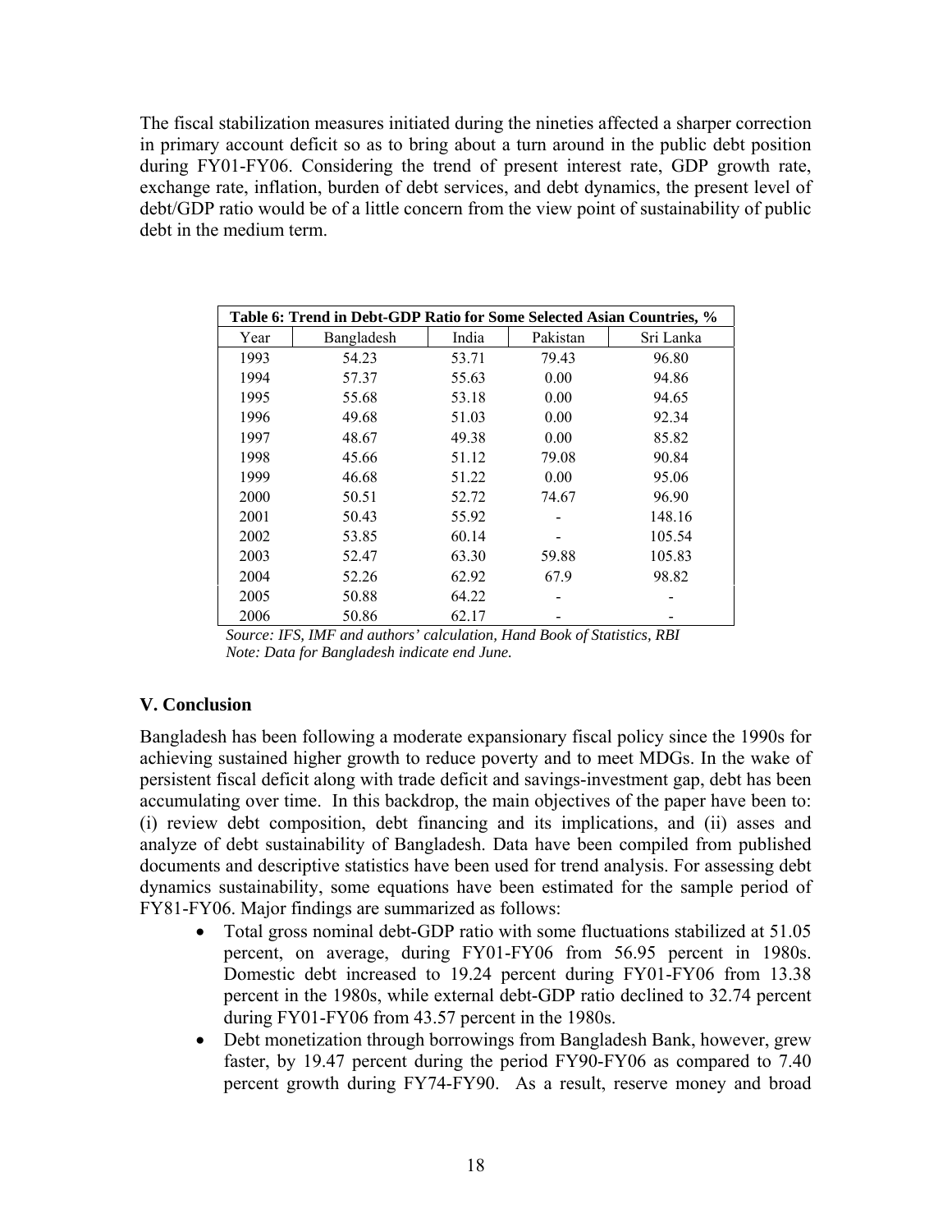The fiscal stabilization measures initiated during the nineties affected a sharper correction in primary account deficit so as to bring about a turn around in the public debt position during FY01-FY06. Considering the trend of present interest rate, GDP growth rate, exchange rate, inflation, burden of debt services, and debt dynamics, the present level of debt/GDP ratio would be of a little concern from the view point of sustainability of public debt in the medium term.

**Table 6: Trend in Debt-GDP Ratio for Some Selected Asian Countries, %**

| Year | Bangladesh | India | Pakistan | Sri Lanka |
|---|---|---|---|---|
| 1993 | 54.23 | 53.71 | 79.43 | 96.80 |
| 1994 | 57.37 | 55.63 | 0.00 | 94.86 |
| 1995 | 55.68 | 53.18 | 0.00 | 94.65 |
| 1996 | 49.68 | 51.03 | 0.00 | 92.34 |
| 1997 | 48.67 | 49.38 | 0.00 | 85.82 |
| 1998 | 45.66 | 51.12 | 79.08 | 90.84 |
| 1999 | 46.68 | 51.22 | 0.00 | 95.06 |
| 2000 | 50.51 | 52.72 | 74.67 | 96.90 |
| 2001 | 50.43 | 55.92 | - | 148.16 |
| 2002 | 53.85 | 60.14 | - | 105.54 |
| 2003 | 52.47 | 63.30 | 59.88 | 105.83 |
| 2004 | 52.26 | 62.92 | 67.9 | 98.82 |
| 2005 | 50.88 | 64.22 | - | - |
| 2006 | 50.86 | 62.17 | - | - |

*Source: IFS, IMF and authors' calculation, Hand Book of Statistics, RBI*
*Note: Data for Bangladesh indicate end June.*

## V. Conclusion

Bangladesh has been following a moderate expansionary fiscal policy since the 1990s for achieving sustained higher growth to reduce poverty and to meet MDGs. In the wake of persistent fiscal deficit along with trade deficit and savings-investment gap, debt has been accumulating over time. In this backdrop, the main objectives of the paper have been to: (i) review debt composition, debt financing and its implications, and (ii) asses and analyze of debt sustainability of Bangladesh. Data have been compiled from published documents and descriptive statistics have been used for trend analysis. For assessing debt dynamics sustainability, some equations have been estimated for the sample period of FY81-FY06. Major findings are summarized as follows:

- Total gross nominal debt-GDP ratio with some fluctuations stabilized at 51.05 percent, on average, during FY01-FY06 from 56.95 percent in 1980s. Domestic debt increased to 19.24 percent during FY01-FY06 from 13.38 percent in the 1980s, while external debt-GDP ratio declined to 32.74 percent during FY01-FY06 from 43.57 percent in the 1980s.
- Debt monetization through borrowings from Bangladesh Bank, however, grew faster, by 19.47 percent during the period FY90-FY06 as compared to 7.40 percent growth during FY74-FY90. As a result, reserve money and broad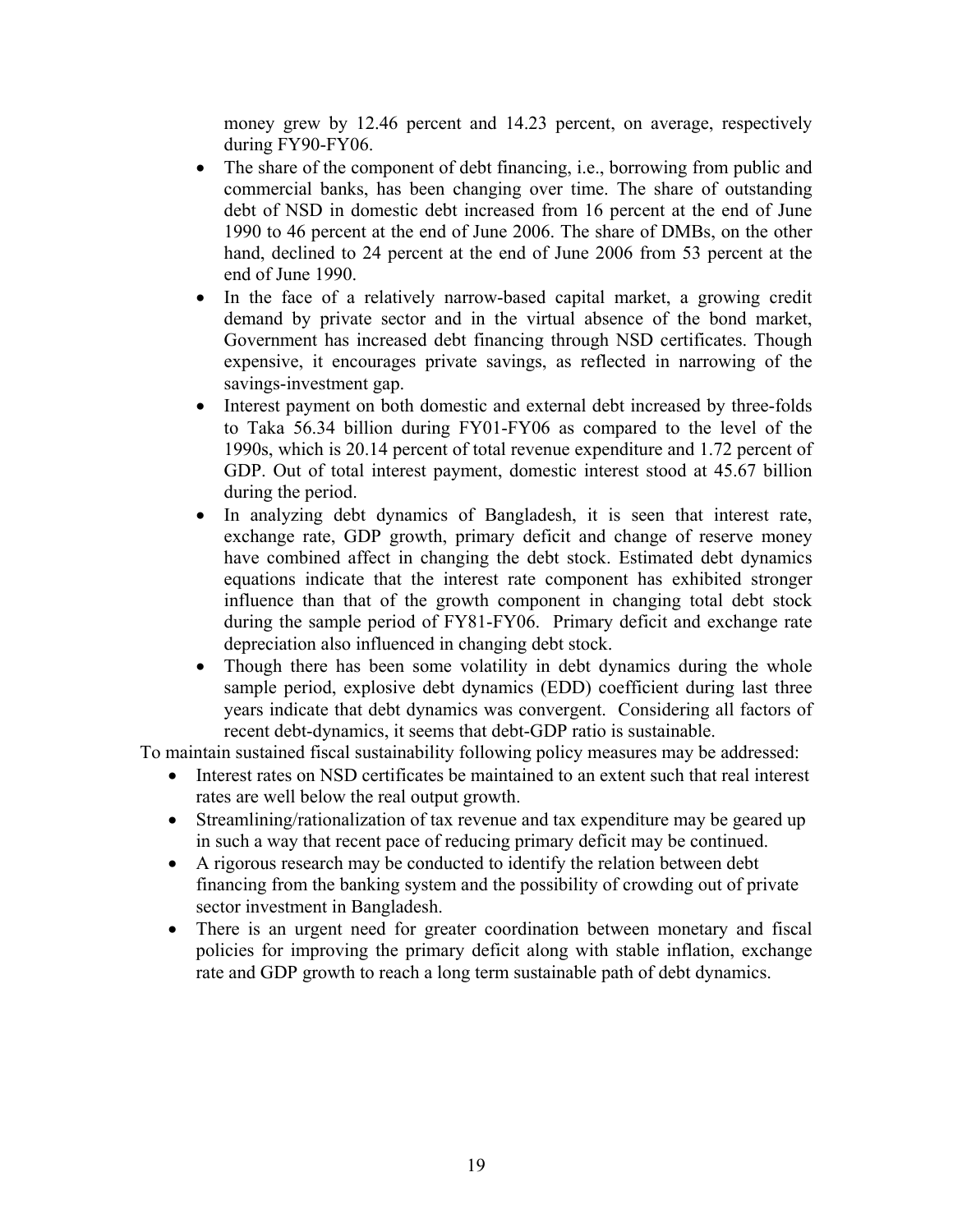money grew by 12.46 percent and 14.23 percent, on average, respectively during FY90-FY06.

- The share of the component of debt financing, i.e., borrowing from public and commercial banks, has been changing over time. The share of outstanding debt of NSD in domestic debt increased from 16 percent at the end of June 1990 to 46 percent at the end of June 2006. The share of DMBs, on the other hand, declined to 24 percent at the end of June 2006 from 53 percent at the end of June 1990.
- In the face of a relatively narrow-based capital market, a growing credit demand by private sector and in the virtual absence of the bond market, Government has increased debt financing through NSD certificates. Though expensive, it encourages private savings, as reflected in narrowing of the savings-investment gap.
- Interest payment on both domestic and external debt increased by three-folds to Taka 56.34 billion during FY01-FY06 as compared to the level of the 1990s, which is 20.14 percent of total revenue expenditure and 1.72 percent of GDP. Out of total interest payment, domestic interest stood at 45.67 billion during the period.
- In analyzing debt dynamics of Bangladesh, it is seen that interest rate, exchange rate, GDP growth, primary deficit and change of reserve money have combined affect in changing the debt stock. Estimated debt dynamics equations indicate that the interest rate component has exhibited stronger influence than that of the growth component in changing total debt stock during the sample period of FY81-FY06. Primary deficit and exchange rate depreciation also influenced in changing debt stock.
- Though there has been some volatility in debt dynamics during the whole sample period, explosive debt dynamics (EDD) coefficient during last three years indicate that debt dynamics was convergent. Considering all factors of recent debt-dynamics, it seems that debt-GDP ratio is sustainable.

To maintain sustained fiscal sustainability following policy measures may be addressed:

- Interest rates on NSD certificates be maintained to an extent such that real interest rates are well below the real output growth.
- Streamlining/rationalization of tax revenue and tax expenditure may be geared up in such a way that recent pace of reducing primary deficit may be continued.
- A rigorous research may be conducted to identify the relation between debt financing from the banking system and the possibility of crowding out of private sector investment in Bangladesh.
- There is an urgent need for greater coordination between monetary and fiscal policies for improving the primary deficit along with stable inflation, exchange rate and GDP growth to reach a long term sustainable path of debt dynamics.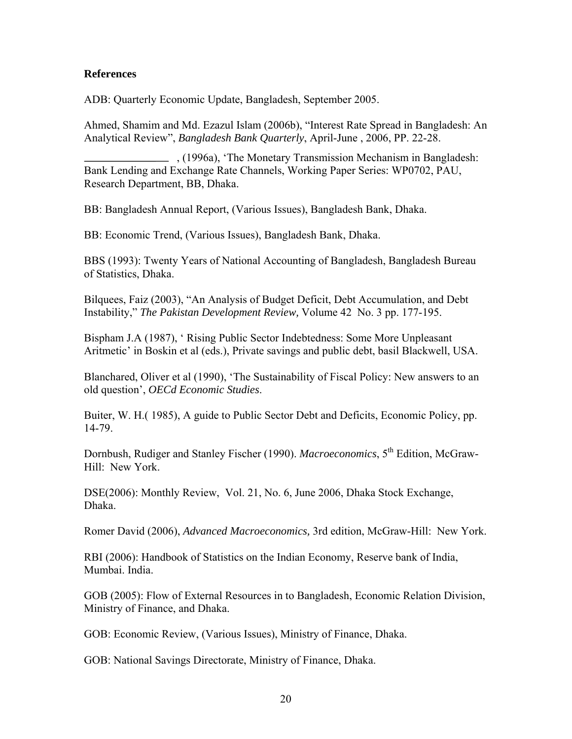**References**

ADB: Quarterly Economic Update, Bangladesh, September 2005.

Ahmed, Shamim and Md. Ezazul Islam (2006b), "Interest Rate Spread in Bangladesh: An Analytical Review", *Bangladesh Bank Quarterly*, April-June , 2006, PP. 22-28.

\_\_\_\_\_\_\_\_\_\_\_\_\_\_\_\_ , (1996a), 'The Monetary Transmission Mechanism in Bangladesh: Bank Lending and Exchange Rate Channels, Working Paper Series: WP0702, PAU, Research Department, BB, Dhaka.

BB: Bangladesh Annual Report, (Various Issues), Bangladesh Bank, Dhaka.

BB: Economic Trend, (Various Issues), Bangladesh Bank, Dhaka.

BBS (1993): Twenty Years of National Accounting of Bangladesh, Bangladesh Bureau of Statistics, Dhaka.

Bilquees, Faiz (2003), "An Analysis of Budget Deficit, Debt Accumulation, and Debt Instability," *The Pakistan Development Review,* Volume 42 No. 3 pp. 177-195.

Bispham J.A (1987), ' Rising Public Sector Indebtedness: Some More Unpleasant Aritmetic' in Boskin et al (eds.), Private savings and public debt, basil Blackwell, USA.

Blanchared, Oliver et al (1990), 'The Sustainability of Fiscal Policy: New answers to an old question', *OECd Economic Studies*.

Buiter, W. H.( 1985), A guide to Public Sector Debt and Deficits, Economic Policy, pp. 14-79.

Dornbush, Rudiger and Stanley Fischer (1990). *Macroeconomics*, 5th Edition, McGraw-Hill: New York.

DSE(2006): Monthly Review, Vol. 21, No. 6, June 2006, Dhaka Stock Exchange, Dhaka.

Romer David (2006), *Advanced Macroeconomics,* 3rd edition, McGraw-Hill: New York.

RBI (2006): Handbook of Statistics on the Indian Economy, Reserve bank of India, Mumbai. India.

GOB (2005): Flow of External Resources in to Bangladesh, Economic Relation Division, Ministry of Finance, and Dhaka.

GOB: Economic Review, (Various Issues), Ministry of Finance, Dhaka.

GOB: National Savings Directorate, Ministry of Finance, Dhaka.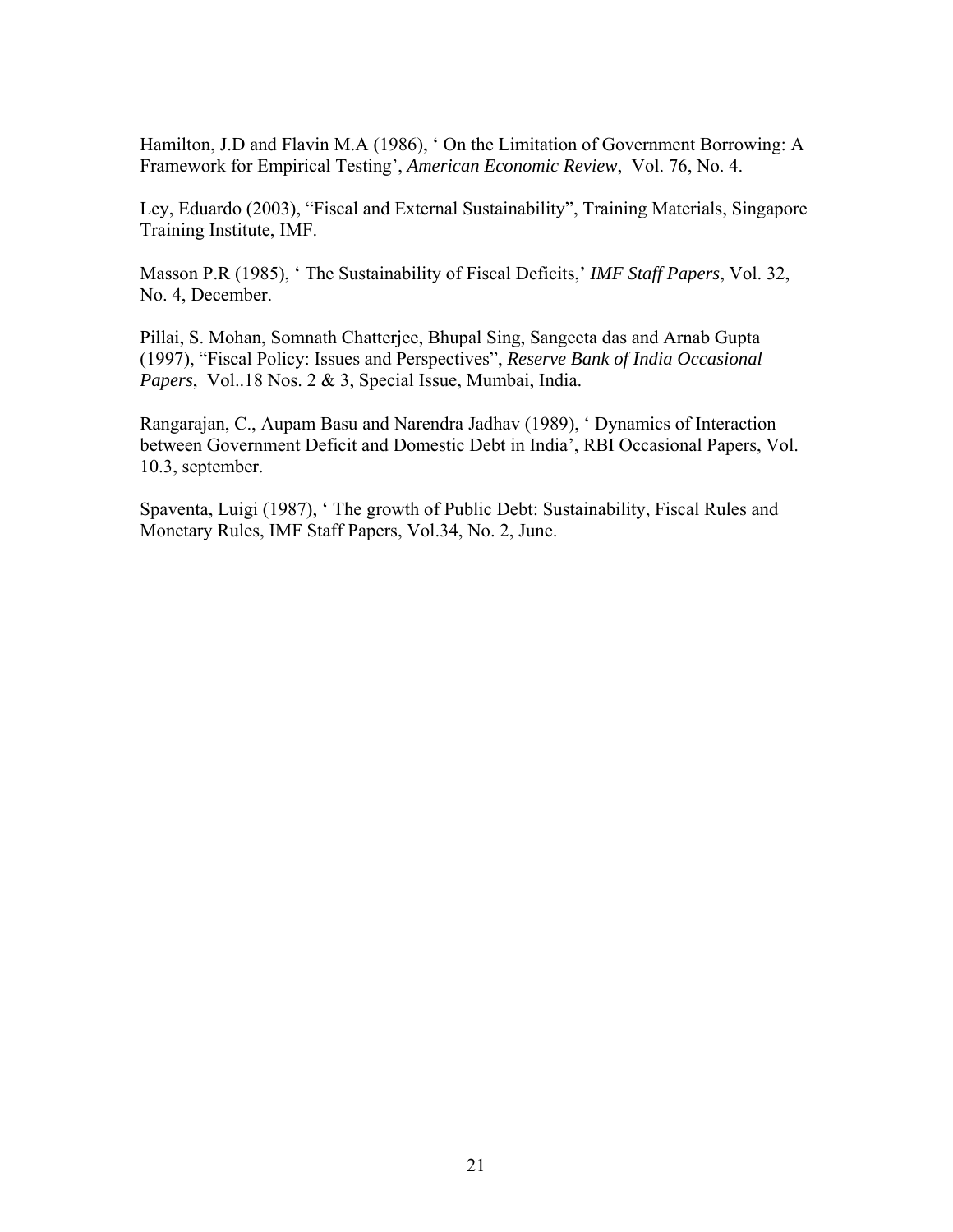Hamilton, J.D and Flavin M.A (1986), ' On the Limitation of Government Borrowing: A Framework for Empirical Testing', *American Economic Review*, Vol. 76, No. 4.

Ley, Eduardo (2003), "Fiscal and External Sustainability", Training Materials, Singapore Training Institute, IMF.

Masson P.R (1985), ' The Sustainability of Fiscal Deficits,' *IMF Staff Papers*, Vol. 32, No. 4, December.

Pillai, S. Mohan, Somnath Chatterjee, Bhupal Sing, Sangeeta das and Arnab Gupta (1997), "Fiscal Policy: Issues and Perspectives", *Reserve Bank of India Occasional Papers*, Vol..18 Nos. 2 & 3, Special Issue, Mumbai, India.

Rangarajan, C., Aupam Basu and Narendra Jadhav (1989), ' Dynamics of Interaction between Government Deficit and Domestic Debt in India', RBI Occasional Papers, Vol. 10.3, september.

Spaventa, Luigi (1987), ' The growth of Public Debt: Sustainability, Fiscal Rules and Monetary Rules, IMF Staff Papers, Vol.34, No. 2, June.